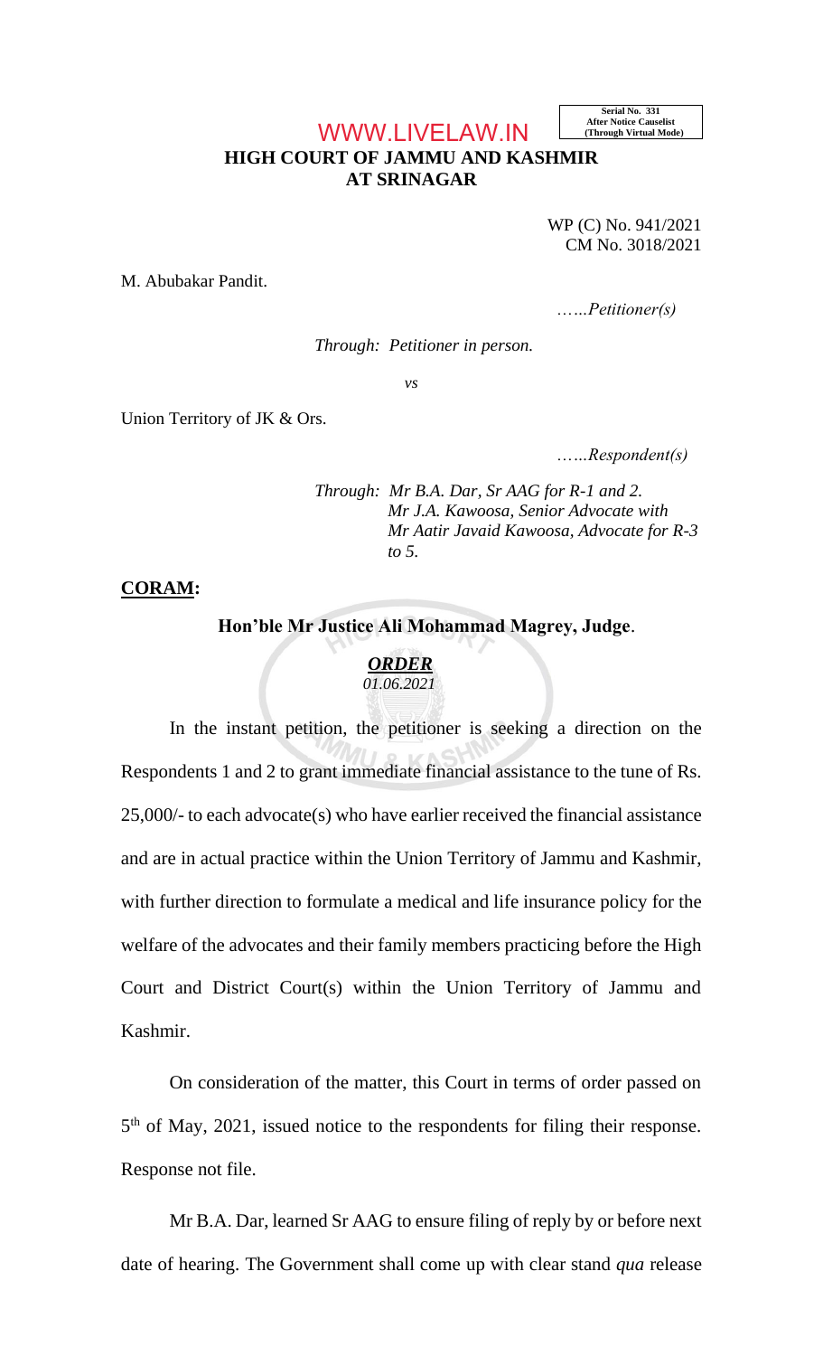Serial No. 331
After Notice Causelist
(Through Virtual Mode)

**HIGH COURT OF JAMMU AND KASHMIR**
**AT SRINAGAR**

WP (C) No. 941/2021
CM No. 3018/2021

M. Abubakar Pandit.

*…...Petitioner(s)*

*Through: Petitioner in person.*

*vs*

Union Territory of JK & Ors.

*…...Respondent(s)*

*Through: Mr B.A. Dar, Sr AAG for R-1 and 2.*
*Mr J.A. Kawoosa, Senior Advocate with*
*Mr Aatir Javaid Kawoosa, Advocate for R-3 to 5.*

**CORAM:**

**Hon'ble Mr Justice Ali Mohammad Magrey, Judge**.

***ORDER***
*01.06.2021*

In the instant petition, the petitioner is seeking a direction on the Respondents 1 and 2 to grant immediate financial assistance to the tune of Rs. 25,000/- to each advocate(s) who have earlier received the financial assistance and are in actual practice within the Union Territory of Jammu and Kashmir, with further direction to formulate a medical and life insurance policy for the welfare of the advocates and their family members practicing before the High Court and District Court(s) within the Union Territory of Jammu and Kashmir.

On consideration of the matter, this Court in terms of order passed on 5th of May, 2021, issued notice to the respondents for filing their response. Response not file.

Mr B.A. Dar, learned Sr AAG to ensure filing of reply by or before next date of hearing. The Government shall come up with clear stand *qua* release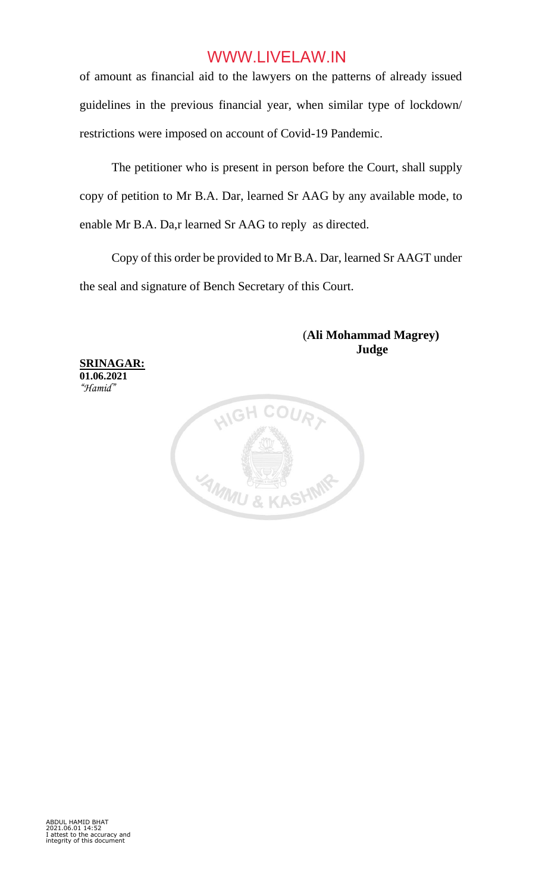of amount as financial aid to the lawyers on the patterns of already issued guidelines in the previous financial year, when similar type of lockdown/ restrictions were imposed on account of Covid-19 Pandemic.

The petitioner who is present in person before the Court, shall supply copy of petition to Mr B.A. Dar, learned Sr AAG by any available mode, to enable Mr B.A. Da,r learned Sr AAG to reply as directed.

Copy of this order be provided to Mr B.A. Dar, learned Sr AAGT under the seal and signature of Bench Secretary of this Court.

(**Ali Mohammad Magrey)**
**Judge**

**SRINAGAR:**
**01.06.2021**
*"Hamid"*

ABDUL HAMID BHAT
2021.06.01 14:52
I attest to the accuracy and integrity of this document